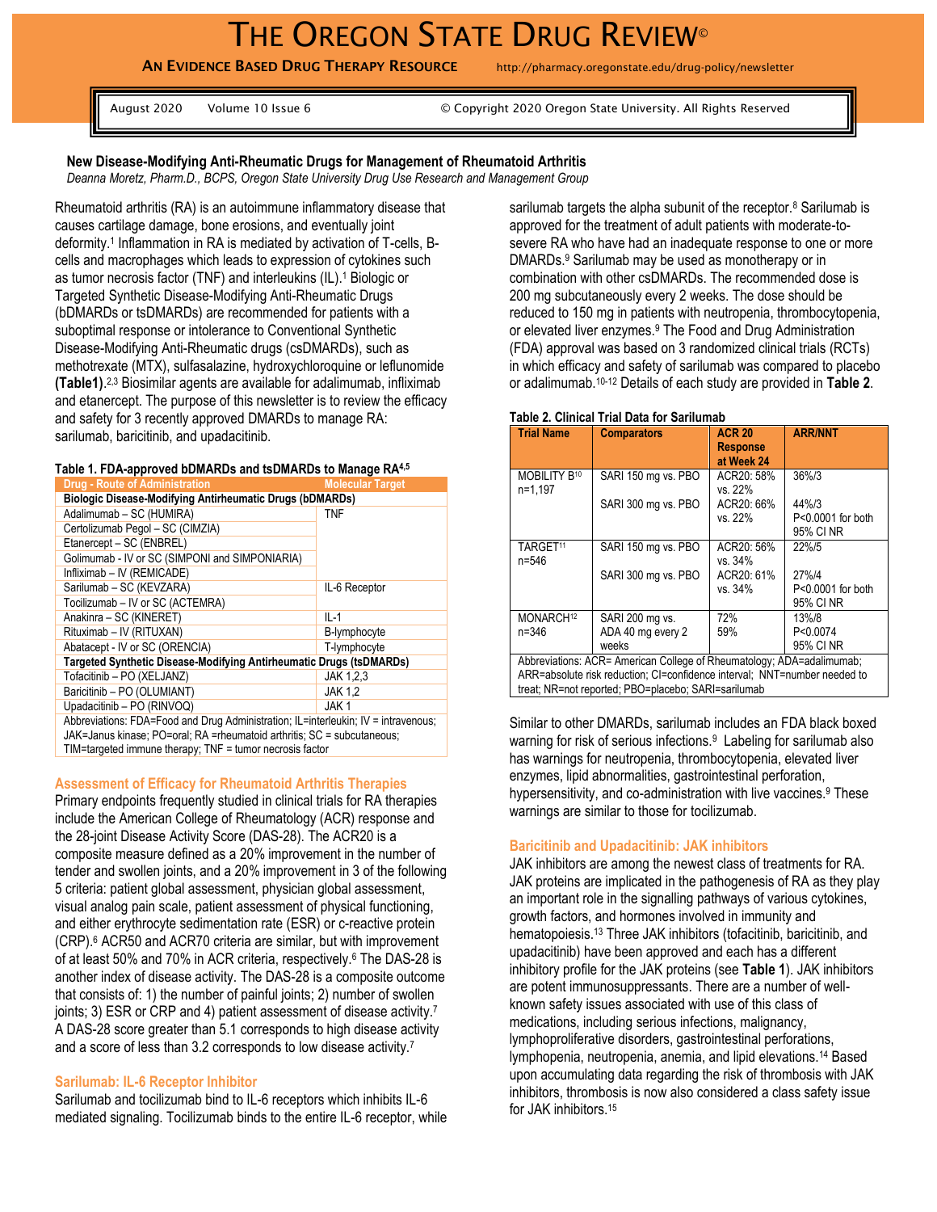# The Oregon State Drug Review©

**An Evidence Based Drug Therapy Resource** http://pharmacy.oregonstate.edu/drug-policy/newsletter

August 2020 Volume 10 Issue 6 © Copyright 2020 Oregon State University. All Rights Reserved

## New Disease-Modifying Anti-Rheumatic Drugs for Management of Rheumatoid Arthritis

*Deanna Moretz, Pharm.D., BCPS, Oregon State University Drug Use Research and Management Group*

Rheumatoid arthritis (RA) is an autoimmune inflammatory disease that causes cartilage damage, bone erosions, and eventually joint deformity.[1] Inflammation in RA is mediated by activation of T-cells, B-cells and macrophages which leads to expression of cytokines such as tumor necrosis factor (TNF) and interleukins (IL).[1] Biologic or Targeted Synthetic Disease-Modifying Anti-Rheumatic Drugs (bDMARDs or tsDMARDs) are recommended for patients with a suboptimal response or intolerance to Conventional Synthetic Disease-Modifying Anti-Rheumatic drugs (csDMARDs), such as methotrexate (MTX), sulfasalazine, hydroxychloroquine or leflunomide **(Table1)**.[2,3] Biosimilar agents are available for adalimumab, infliximab and etanercept. The purpose of this newsletter is to review the efficacy and safety for 3 recently approved DMARDs to manage RA: sarilumab, baricitinib, and upadacitinib.

**Table 1. FDA-approved bDMARDs and tsDMARDs to Manage RA[4,5]**

| Drug - Route of Administration | Molecular Target |
|---|---|
| **Biologic Disease-Modifying Antirheumatic Drugs (bDMARDs)** | |
| Adalimumab – SC (HUMIRA) | TNF |
| Certolizumab Pegol – SC (CIMZIA) | |
| Etanercept – SC (ENBREL) | |
| Golimumab - IV or SC (SIMPONI and SIMPONIARIA) | |
| Infliximab – IV (REMICADE) | |
| Sarilumab – SC (KEVZARA) | IL-6 Receptor |
| Tocilizumab – IV or SC (ACTEMRA) | |
| Anakinra – SC (KINERET) | IL-1 |
| Rituximab – IV (RITUXAN) | B-lymphocyte |
| Abatacept - IV or SC (ORENCIA) | T-lymphocyte |
| **Targeted Synthetic Disease-Modifying Antirheumatic Drugs (tsDMARDs)** | |
| Tofacitinib – PO (XELJANZ) | JAK 1,2,3 |
| Baricitinib – PO (OLUMIANT) | JAK 1,2 |
| Upadacitinib – PO (RINVOQ) | JAK 1 |

Abbreviations: FDA=Food and Drug Administration; IL=interleukin; IV = intravenous; JAK=Janus kinase; PO=oral; RA =rheumatoid arthritis; SC = subcutaneous; TIM=targeted immune therapy; TNF = tumor necrosis factor

### Assessment of Efficacy for Rheumatoid Arthritis Therapies

Primary endpoints frequently studied in clinical trials for RA therapies include the American College of Rheumatology (ACR) response and the 28-joint Disease Activity Score (DAS-28). The ACR20 is a composite measure defined as a 20% improvement in the number of tender and swollen joints, and a 20% improvement in 3 of the following 5 criteria: patient global assessment, physician global assessment, visual analog pain scale, patient assessment of physical functioning, and either erythrocyte sedimentation rate (ESR) or c-reactive protein (CRP).[6] ACR50 and ACR70 criteria are similar, but with improvement of at least 50% and 70% in ACR criteria, respectively.[6] The DAS-28 is another index of disease activity. The DAS-28 is a composite outcome that consists of: 1) the number of painful joints; 2) number of swollen joints; 3) ESR or CRP and 4) patient assessment of disease activity.[7] A DAS-28 score greater than 5.1 corresponds to high disease activity and a score of less than 3.2 corresponds to low disease activity.[7]

### Sarilumab: IL-6 Receptor Inhibitor

Sarilumab and tocilizumab bind to IL-6 receptors which inhibits IL-6 mediated signaling. Tocilizumab binds to the entire IL-6 receptor, while sarilumab targets the alpha subunit of the receptor.[8] Sarilumab is approved for the treatment of adult patients with moderate-to-severe RA who have had an inadequate response to one or more DMARDs.[9] Sarilumab may be used as monotherapy or in combination with other csDMARDs. The recommended dose is 200 mg subcutaneously every 2 weeks. The dose should be reduced to 150 mg in patients with neutropenia, thrombocytopenia, or elevated liver enzymes.[9] The Food and Drug Administration (FDA) approval was based on 3 randomized clinical trials (RCTs) in which efficacy and safety of sarilumab was compared to placebo or adalimumab.[10-12] Details of each study are provided in **Table 2**.

**Table 2. Clinical Trial Data for Sarilumab**

| Trial Name | Comparators | ACR 20 Response at Week 24 | ARR/NNT |
|---|---|---|---|
| MOBILITY B[10] n=1,197 | SARI 150 mg vs. PBO | ACR20: 58% vs. 22% | 36%/3 |
| | SARI 300 mg vs. PBO | ACR20: 66% vs. 22% | 44%/3 P<0.0001 for both 95% CI NR |
| TARGET[11] n=546 | SARI 150 mg vs. PBO | ACR20: 56% vs. 34% | 22%/5 |
| | SARI 300 mg vs. PBO | ACR20: 61% vs. 34% | 27%/4 P<0.0001 for both 95% CI NR |
| MONARCH[12] n=346 | SARI 200 mg vs. ADA 40 mg every 2 weeks | 72% 59% | 13%/8 P<0.0074 95% CI NR |

Abbreviations: ACR= American College of Rheumatology; ADA=adalimumab; ARR=absolute risk reduction; CI=confidence interval; NNT=number needed to treat; NR=not reported; PBO=placebo; SARI=sarilumab

Similar to other DMARDs, sarilumab includes an FDA black boxed warning for risk of serious infections.[9] Labeling for sarilumab also has warnings for neutropenia, thrombocytopenia, elevated liver enzymes, lipid abnormalities, gastrointestinal perforation, hypersensitivity, and co-administration with live vaccines.[9] These warnings are similar to those for tocilizumab.

### Baricitinib and Upadacitinib: JAK inhibitors

JAK inhibitors are among the newest class of treatments for RA. JAK proteins are implicated in the pathogenesis of RA as they play an important role in the signalling pathways of various cytokines, growth factors, and hormones involved in immunity and hematopoiesis.[13] Three JAK inhibitors (tofacitinib, baricitinib, and upadacitinib) have been approved and each has a different inhibitory profile for the JAK proteins (see **Table 1**). JAK inhibitors are potent immunosuppressants. There are a number of well-known safety issues associated with use of this class of medications, including serious infections, malignancy, lymphoproliferative disorders, gastrointestinal perforations, lymphopenia, neutropenia, anemia, and lipid elevations.[14] Based upon accumulating data regarding the risk of thrombosis with JAK inhibitors, thrombosis is now also considered a class safety issue for JAK inhibitors.[15]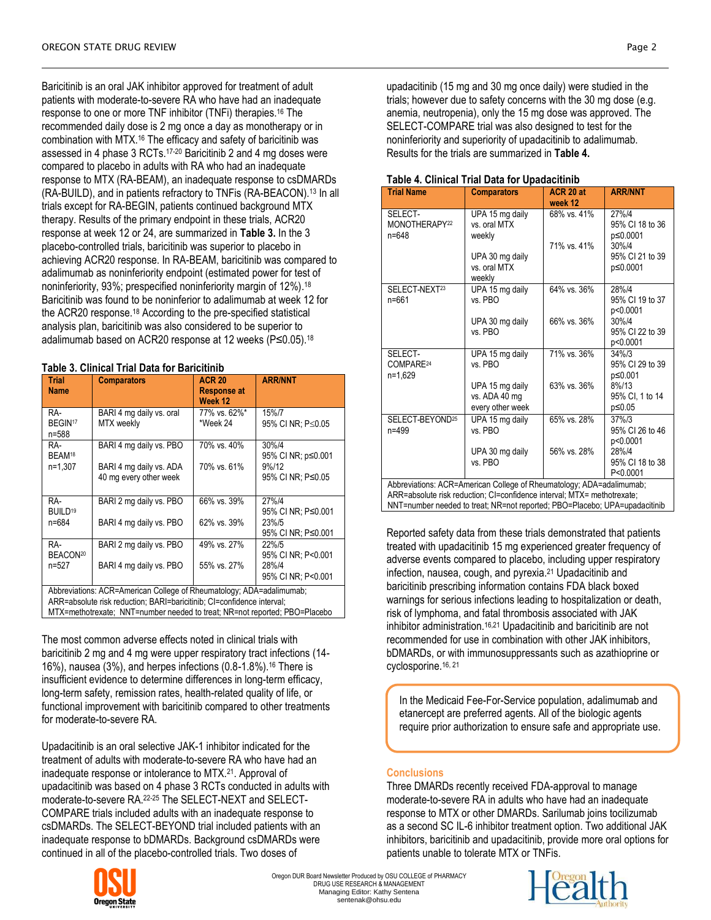Baricitinib is an oral JAK inhibitor approved for treatment of adult patients with moderate-to-severe RA who have had an inadequate response to one or more TNF inhibitor (TNFi) therapies.[16] The recommended daily dose is 2 mg once a day as monotherapy or in combination with MTX.[16] The efficacy and safety of baricitinib was assessed in 4 phase 3 RCTs.[17-20] Baricitinib 2 and 4 mg doses were compared to placebo in adults with RA who had an inadequate response to MTX (RA-BEAM), an inadequate response to csDMARDs (RA-BUILD), and in patients refractory to TNFis (RA-BEACON).[13] In all trials except for RA-BEGIN, patients continued background MTX therapy. Results of the primary endpoint in these trials, ACR20 response at week 12 or 24, are summarized in **Table 3.** In the 3 placebo-controlled trials, baricitinib was superior to placebo in achieving ACR20 response. In RA-BEAM, baricitinib was compared to adalimumab as noninferiority endpoint (estimated power for test of noninferiority, 93%; prespecified noninferiority margin of 12%).[18] Baricitinib was found to be noninferior to adalimumab at week 12 for the ACR20 response.[18] According to the pre-specified statistical analysis plan, baricitinib was also considered to be superior to adalimumab based on ACR20 response at 12 weeks (P≤0.05).[18]

**Table 3. Clinical Trial Data for Baricitinib**

| Trial Name | Comparators | ACR 20 Response at Week 12 | ARR/NNT |
|---|---|---|---|
| RA-BEGIN[17] n=588 | BARI 4 mg daily vs. oral MTX weekly | 77% vs. 62%* *Week 24 | 15%/7 95% CI NR; P≤0.05 |
| RA-BEAM[18] n=1,307 | BARI 4 mg daily vs. PBO | 70% vs. 40% | 30%/4 95% CI NR; p≤0.001 |
| | BARI 4 mg daily vs. ADA 40 mg every other week | 70% vs. 61% | 9%/12 95% CI NR; P≤0.05 |
| RA-BUILD[19] n=684 | BARI 2 mg daily vs. PBO | 66% vs. 39% | 27%/4 95% CI NR; P≤0.001 |
| | BARI 4 mg daily vs. PBO | 62% vs. 39% | 23%/5 95% CI NR; P≤0.001 |
| RA-BEACON[20] n=527 | BARI 2 mg daily vs. PBO | 49% vs. 27% | 22%/5 95% CI NR; P<0.001 |
| | BARI 4 mg daily vs. PBO | 55% vs. 27% | 28%/4 95% CI NR; P<0.001 |

Abbreviations: ACR=American College of Rheumatology; ADA=adalimumab; ARR=absolute risk reduction; BARI=baricitinib; CI=confidence interval; MTX=methotrexate; NNT=number needed to treat; NR=not reported; PBO=Placebo

The most common adverse effects noted in clinical trials with baricitinib 2 mg and 4 mg were upper respiratory tract infections (14-16%), nausea (3%), and herpes infections (0.8-1.8%).[16] There is insufficient evidence to determine differences in long-term efficacy, long-term safety, remission rates, health-related quality of life, or functional improvement with baricitinib compared to other treatments for moderate-to-severe RA.

Upadacitinib is an oral selective JAK-1 inhibitor indicated for the treatment of adults with moderate-to-severe RA who have had an inadequate response or intolerance to MTX.[21]. Approval of upadacitinib was based on 4 phase 3 RCTs conducted in adults with moderate-to-severe RA.[22-25] The SELECT-NEXT and SELECT-COMPARE trials included adults with an inadequate response to csDMARDs. The SELECT-BEYOND trial included patients with an inadequate response to bDMARDs. Background csDMARDs were continued in all of the placebo-controlled trials. Two doses of upadacitinib (15 mg and 30 mg once daily) were studied in the trials; however due to safety concerns with the 30 mg dose (e.g. anemia, neutropenia), only the 15 mg dose was approved. The SELECT-COMPARE trial was also designed to test for the noninferiority and superiority of upadacitinib to adalimumab. Results for the trials are summarized in **Table 4.**

**Table 4. Clinical Trial Data for Upadacitinib**

| Trial Name | Comparators | ACR 20 at week 12 | ARR/NNT |
|---|---|---|---|
| SELECT-MONOTHERAPY[22] n=648 | UPA 15 mg daily vs. oral MTX weekly | 68% vs. 41% | 27%/4 95% CI 18 to 36 p≤0.0001 |
| | UPA 30 mg daily vs. oral MTX weekly | 71% vs. 41% | 30%/4 95% CI 21 to 39 p≤0.0001 |
| SELECT-NEXT[23] n=661 | UPA 15 mg daily vs. PBO | 64% vs. 36% | 28%/4 95% CI 19 to 37 p<0.0001 |
| | UPA 30 mg daily vs. PBO | 66% vs. 36% | 30%/4 95% CI 22 to 39 p<0.0001 |
| SELECT-COMPARE[24] n=1,629 | UPA 15 mg daily vs. PBO | 71% vs. 36% | 34%/3 95% CI 29 to 39 p≤0.001 |
| | UPA 15 mg daily vs. ADA 40 mg every other week | 63% vs. 36% | 8%/13 95% CI, 1 to 14 p≤0.05 |
| SELECT-BEYOND[25] n=499 | UPA 15 mg daily vs. PBO | 65% vs. 28% | 37%/3 95% CI 26 to 46 p<0.0001 |
| | UPA 30 mg daily vs. PBO | 56% vs. 28% | 28%/4 95% CI 18 to 38 P<0.0001 |

Abbreviations: ACR=American College of Rheumatology; ADA=adalimumab; ARR=absolute risk reduction; CI=confidence interval; MTX= methotrexate; NNT=number needed to treat; NR=not reported; PBO=Placebo; UPA=upadacitinib

Reported safety data from these trials demonstrated that patients treated with upadacitinib 15 mg experienced greater frequency of adverse events compared to placebo, including upper respiratory infection, nausea, cough, and pyrexia.[21] Upadacitinib and baricitinib prescribing information contains FDA black boxed warnings for serious infections leading to hospitalization or death, risk of lymphoma, and fatal thrombosis associated with JAK inhibitor administration.[16,21] Upadacitinib and baricitinib are not recommended for use in combination with other JAK inhibitors, bDMARDs, or with immunosuppressants such as azathioprine or cyclosporine.[16, 21]

> In the Medicaid Fee-For-Service population, adalimumab and etanercept are preferred agents. All of the biologic agents require prior authorization to ensure safe and appropriate use.

## Conclusions

Three DMARDs recently received FDA-approval to manage moderate-to-severe RA in adults who have had an inadequate response to MTX or other DMARDs. Sarilumab joins tocilizumab as a second SC IL-6 inhibitor treatment option. Two additional JAK inhibitors, baricitinib and upadacitinib, provide more oral options for patients unable to tolerate MTX or TNFis.

Oregon DUR Board Newsletter Produced by OSU COLLEGE of PHARMACY DRUG USE RESEARCH & MANAGEMENT
Managing Editor: Kathy Sentena
sentenak@ohsu.edu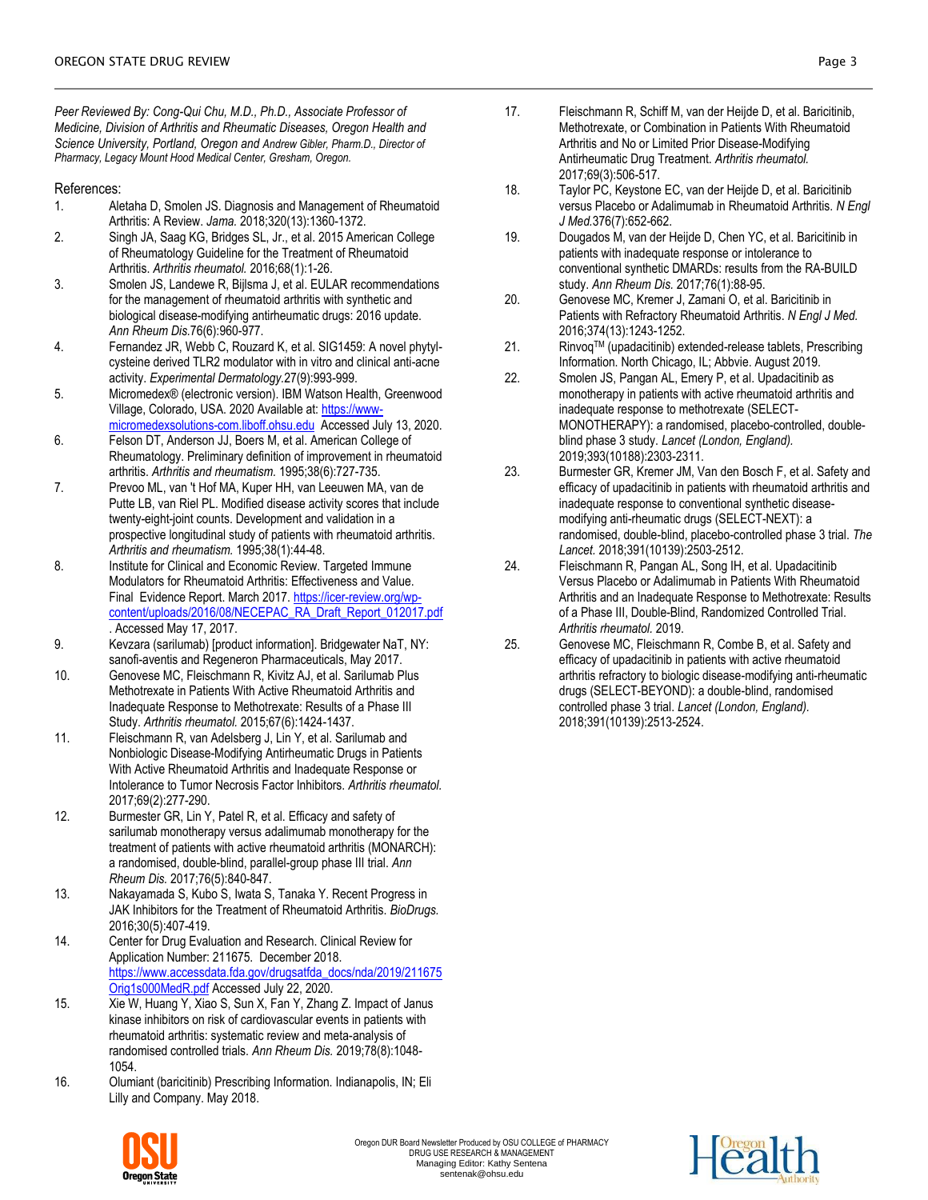*Peer Reviewed By: Cong-Qui Chu, M.D., Ph.D., Associate Professor of Medicine, Division of Arthritis and Rheumatic Diseases, Oregon Health and Science University, Portland, Oregon and Andrew Gibler, Pharm.D., Director of Pharmacy, Legacy Mount Hood Medical Center, Gresham, Oregon.*

References:

1. Aletaha D, Smolen JS. Diagnosis and Management of Rheumatoid Arthritis: A Review. *Jama.* 2018;320(13):1360-1372.
2. Singh JA, Saag KG, Bridges SL, Jr., et al. 2015 American College of Rheumatology Guideline for the Treatment of Rheumatoid Arthritis. *Arthritis rheumatol.* 2016;68(1):1-26.
3. Smolen JS, Landewe R, Bijlsma J, et al. EULAR recommendations for the management of rheumatoid arthritis with synthetic and biological disease-modifying antirheumatic drugs: 2016 update. *Ann Rheum Dis.*76(6):960-977.
4. Fernandez JR, Webb C, Rouzard K, et al. SIG1459: A novel phytyl-cysteine derived TLR2 modulator with in vitro and clinical anti-acne activity. *Experimental Dermatology.*27(9):993-999.
5. Micromedex® (electronic version). IBM Watson Health, Greenwood Village, Colorado, USA. 2020 Available at: https://www-micromedexsolutions-com.liboff.ohsu.edu Accessed July 13, 2020.
6. Felson DT, Anderson JJ, Boers M, et al. American College of Rheumatology. Preliminary definition of improvement in rheumatoid arthritis. *Arthritis and rheumatism.* 1995;38(6):727-735.
7. Prevoo ML, van 't Hof MA, Kuper HH, van Leeuwen MA, van de Putte LB, van Riel PL. Modified disease activity scores that include twenty-eight-joint counts. Development and validation in a prospective longitudinal study of patients with rheumatoid arthritis. *Arthritis and rheumatism.* 1995;38(1):44-48.
8. Institute for Clinical and Economic Review. Targeted Immune Modulators for Rheumatoid Arthritis: Effectiveness and Value. Final Evidence Report. March 2017. https://icer-review.org/wp-content/uploads/2016/08/NECEPAC_RA_Draft_Report_012017.pdf . Accessed May 17, 2017.
9. Kevzara (sarilumab) [product information]. Bridgewater NaT, NY: sanofi-aventis and Regeneron Pharmaceuticals, May 2017.
10. Genovese MC, Fleischmann R, Kivitz AJ, et al. Sarilumab Plus Methotrexate in Patients With Active Rheumatoid Arthritis and Inadequate Response to Methotrexate: Results of a Phase III Study. *Arthritis rheumatol.* 2015;67(6):1424-1437.
11. Fleischmann R, van Adelsberg J, Lin Y, et al. Sarilumab and Nonbiologic Disease-Modifying Antirheumatic Drugs in Patients With Active Rheumatoid Arthritis and Inadequate Response or Intolerance to Tumor Necrosis Factor Inhibitors. *Arthritis rheumatol.* 2017;69(2):277-290.
12. Burmester GR, Lin Y, Patel R, et al. Efficacy and safety of sarilumab monotherapy versus adalimumab monotherapy for the treatment of patients with active rheumatoid arthritis (MONARCH): a randomised, double-blind, parallel-group phase III trial. *Ann Rheum Dis.* 2017;76(5):840-847.
13. Nakayamada S, Kubo S, Iwata S, Tanaka Y. Recent Progress in JAK Inhibitors for the Treatment of Rheumatoid Arthritis. *BioDrugs.* 2016;30(5):407-419.
14. Center for Drug Evaluation and Research. Clinical Review for Application Number: 211675. December 2018. https://www.accessdata.fda.gov/drugsatfda_docs/nda/2019/211675Orig1s000MedR.pdf Accessed July 22, 2020.
15. Xie W, Huang Y, Xiao S, Sun X, Fan Y, Zhang Z. Impact of Janus kinase inhibitors on risk of cardiovascular events in patients with rheumatoid arthritis: systematic review and meta-analysis of randomised controlled trials. *Ann Rheum Dis.* 2019;78(8):1048-1054.
16. Olumiant (baricitinib) Prescribing Information. Indianapolis, IN; Eli Lilly and Company. May 2018.
17. Fleischmann R, Schiff M, van der Heijde D, et al. Baricitinib, Methotrexate, or Combination in Patients With Rheumatoid Arthritis and No or Limited Prior Disease-Modifying Antirheumatic Drug Treatment. *Arthritis rheumatol.* 2017;69(3):506-517.
18. Taylor PC, Keystone EC, van der Heijde D, et al. Baricitinib versus Placebo or Adalimumab in Rheumatoid Arthritis. *N Engl J Med.*376(7):652-662.
19. Dougados M, van der Heijde D, Chen YC, et al. Baricitinib in patients with inadequate response or intolerance to conventional synthetic DMARDs: results from the RA-BUILD study. *Ann Rheum Dis.* 2017;76(1):88-95.
20. Genovese MC, Kremer J, Zamani O, et al. Baricitinib in Patients with Refractory Rheumatoid Arthritis. *N Engl J Med.* 2016;374(13):1243-1252.
21. Rinvoq™ (upadacitinib) extended-release tablets, Prescribing Information. North Chicago, IL; Abbvie. August 2019.
22. Smolen JS, Pangan AL, Emery P, et al. Upadacitinib as monotherapy in patients with active rheumatoid arthritis and inadequate response to methotrexate (SELECT-MONOTHERAPY): a randomised, placebo-controlled, double-blind phase 3 study. *Lancet (London, England).* 2019;393(10188):2303-2311.
23. Burmester GR, Kremer JM, Van den Bosch F, et al. Safety and efficacy of upadacitinib in patients with rheumatoid arthritis and inadequate response to conventional synthetic disease-modifying anti-rheumatic drugs (SELECT-NEXT): a randomised, double-blind, placebo-controlled phase 3 trial. *The Lancet.* 2018;391(10139):2503-2512.
24. Fleischmann R, Pangan AL, Song IH, et al. Upadacitinib Versus Placebo or Adalimumab in Patients With Rheumatoid Arthritis and an Inadequate Response to Methotrexate: Results of a Phase III, Double-Blind, Randomized Controlled Trial. *Arthritis rheumatol.* 2019.
25. Genovese MC, Fleischmann R, Combe B, et al. Safety and efficacy of upadacitinib in patients with active rheumatoid arthritis refractory to biologic disease-modifying anti-rheumatic drugs (SELECT-BEYOND): a double-blind, randomised controlled phase 3 trial. *Lancet (London, England).* 2018;391(10139):2513-2524.

Oregon DUR Board Newsletter Produced by OSU COLLEGE of PHARMACY
DRUG USE RESEARCH & MANAGEMENT
Managing Editor: Kathy Sentena
sentenak@ohsu.edu